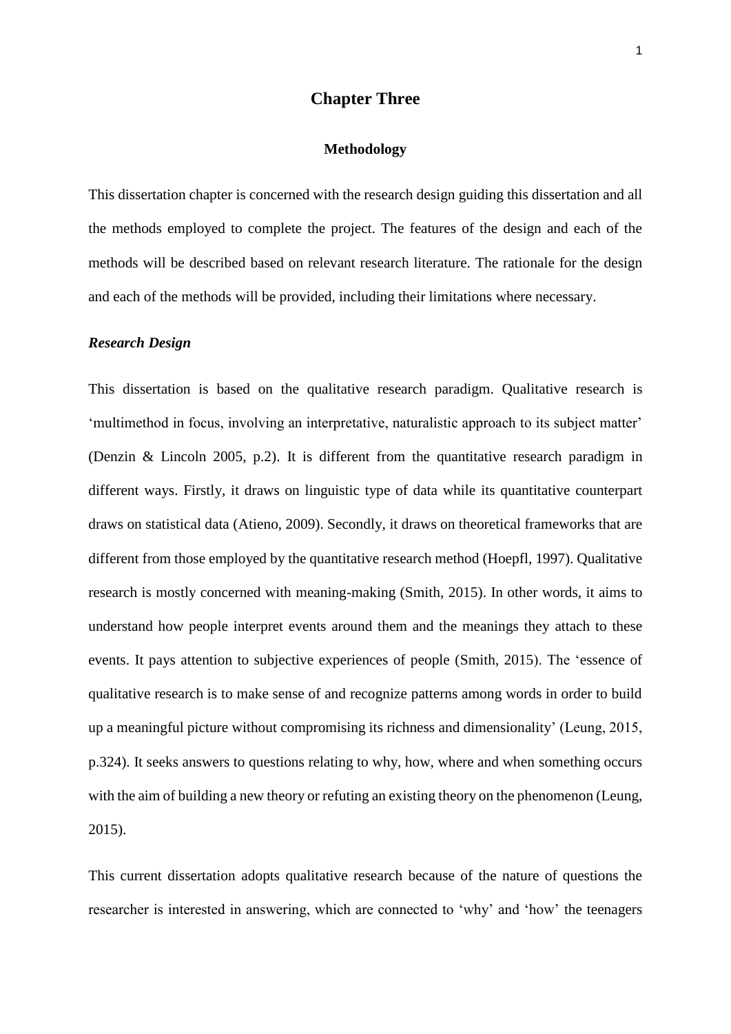# Chapter Three

## Methodology

This dissertation chapter is concerned with the research design guiding this dissertation and all the methods employed to complete the project. The features of the design and each of the methods will be described based on relevant research literature. The rationale for the design and each of the methods will be provided, including their limitations where necessary.

### *Research Design*

This dissertation is based on the qualitative research paradigm. Qualitative research is 'multimethod in focus, involving an interpretative, naturalistic approach to its subject matter' (Denzin & Lincoln 2005, p.2). It is different from the quantitative research paradigm in different ways. Firstly, it draws on linguistic type of data while its quantitative counterpart draws on statistical data (Atieno, 2009). Secondly, it draws on theoretical frameworks that are different from those employed by the quantitative research method (Hoepfl, 1997). Qualitative research is mostly concerned with meaning-making (Smith, 2015). In other words, it aims to understand how people interpret events around them and the meanings they attach to these events. It pays attention to subjective experiences of people (Smith, 2015). The 'essence of qualitative research is to make sense of and recognize patterns among words in order to build up a meaningful picture without compromising its richness and dimensionality' (Leung, 2015, p.324). It seeks answers to questions relating to why, how, where and when something occurs with the aim of building a new theory or refuting an existing theory on the phenomenon (Leung, 2015).

This current dissertation adopts qualitative research because of the nature of questions the researcher is interested in answering, which are connected to 'why' and 'how' the teenagers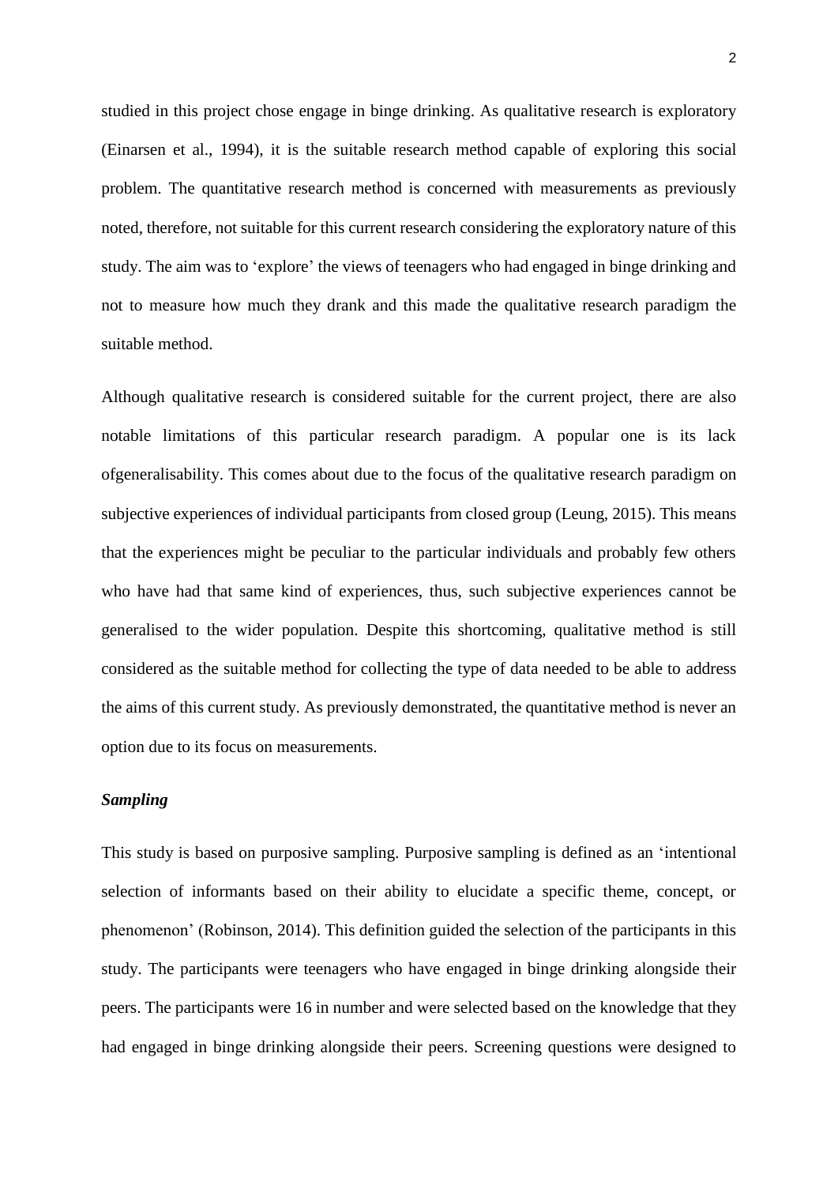studied in this project chose engage in binge drinking. As qualitative research is exploratory (Einarsen et al., 1994), it is the suitable research method capable of exploring this social problem. The quantitative research method is concerned with measurements as previously noted, therefore, not suitable for this current research considering the exploratory nature of this study. The aim was to 'explore' the views of teenagers who had engaged in binge drinking and not to measure how much they drank and this made the qualitative research paradigm the suitable method.

Although qualitative research is considered suitable for the current project, there are also notable limitations of this particular research paradigm. A popular one is its lack ofgeneralisability. This comes about due to the focus of the qualitative research paradigm on subjective experiences of individual participants from closed group (Leung, 2015). This means that the experiences might be peculiar to the particular individuals and probably few others who have had that same kind of experiences, thus, such subjective experiences cannot be generalised to the wider population. Despite this shortcoming, qualitative method is still considered as the suitable method for collecting the type of data needed to be able to address the aims of this current study. As previously demonstrated, the quantitative method is never an option due to its focus on measurements.

***Sampling***

This study is based on purposive sampling. Purposive sampling is defined as an 'intentional selection of informants based on their ability to elucidate a specific theme, concept, or phenomenon' (Robinson, 2014). This definition guided the selection of the participants in this study. The participants were teenagers who have engaged in binge drinking alongside their peers. The participants were 16 in number and were selected based on the knowledge that they had engaged in binge drinking alongside their peers. Screening questions were designed to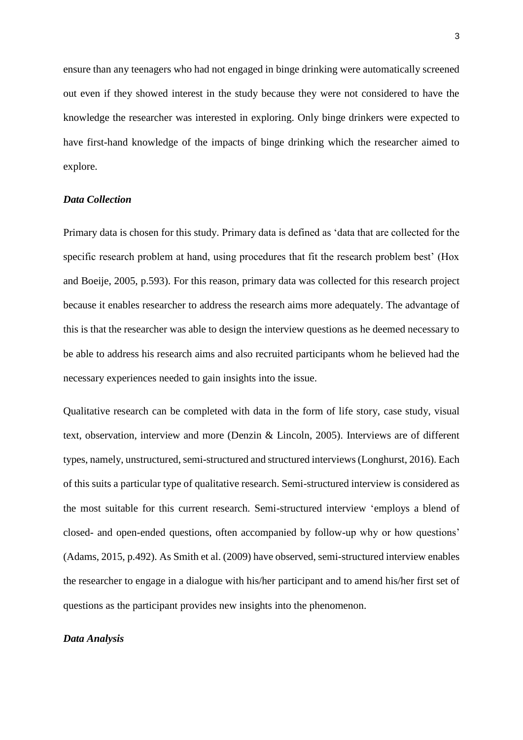ensure than any teenagers who had not engaged in binge drinking were automatically screened out even if they showed interest in the study because they were not considered to have the knowledge the researcher was interested in exploring. Only binge drinkers were expected to have first-hand knowledge of the impacts of binge drinking which the researcher aimed to explore.

### *Data Collection*

Primary data is chosen for this study. Primary data is defined as 'data that are collected for the specific research problem at hand, using procedures that fit the research problem best' (Hox and Boeije, 2005, p.593). For this reason, primary data was collected for this research project because it enables researcher to address the research aims more adequately. The advantage of this is that the researcher was able to design the interview questions as he deemed necessary to be able to address his research aims and also recruited participants whom he believed had the necessary experiences needed to gain insights into the issue.

Qualitative research can be completed with data in the form of life story, case study, visual text, observation, interview and more (Denzin & Lincoln, 2005). Interviews are of different types, namely, unstructured, semi-structured and structured interviews (Longhurst, 2016). Each of this suits a particular type of qualitative research. Semi-structured interview is considered as the most suitable for this current research. Semi-structured interview 'employs a blend of closed- and open-ended questions, often accompanied by follow-up why or how questions' (Adams, 2015, p.492). As Smith et al. (2009) have observed, semi-structured interview enables the researcher to engage in a dialogue with his/her participant and to amend his/her first set of questions as the participant provides new insights into the phenomenon.

### *Data Analysis*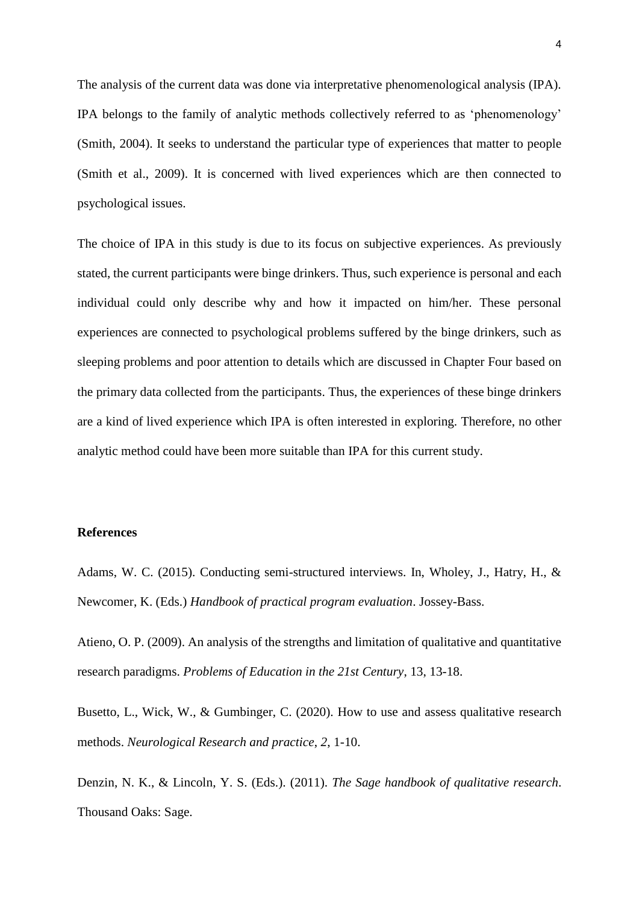The analysis of the current data was done via interpretative phenomenological analysis (IPA). IPA belongs to the family of analytic methods collectively referred to as 'phenomenology' (Smith, 2004). It seeks to understand the particular type of experiences that matter to people (Smith et al., 2009). It is concerned with lived experiences which are then connected to psychological issues.

The choice of IPA in this study is due to its focus on subjective experiences. As previously stated, the current participants were binge drinkers. Thus, such experience is personal and each individual could only describe why and how it impacted on him/her. These personal experiences are connected to psychological problems suffered by the binge drinkers, such as sleeping problems and poor attention to details which are discussed in Chapter Four based on the primary data collected from the participants. Thus, the experiences of these binge drinkers are a kind of lived experience which IPA is often interested in exploring. Therefore, no other analytic method could have been more suitable than IPA for this current study.

## References

Adams, W. C. (2015). Conducting semi-structured interviews. In, Wholey, J., Hatry, H., & Newcomer, K. (Eds.) *Handbook of practical program evaluation*. Jossey-Bass.

Atieno, O. P. (2009). An analysis of the strengths and limitation of qualitative and quantitative research paradigms. *Problems of Education in the 21st Century*, 13, 13-18.

Busetto, L., Wick, W., & Gumbinger, C. (2020). How to use and assess qualitative research methods. *Neurological Research and practice*, *2*, 1-10.

Denzin, N. K., & Lincoln, Y. S. (Eds.). (2011). *The Sage handbook of qualitative research*. Thousand Oaks: Sage.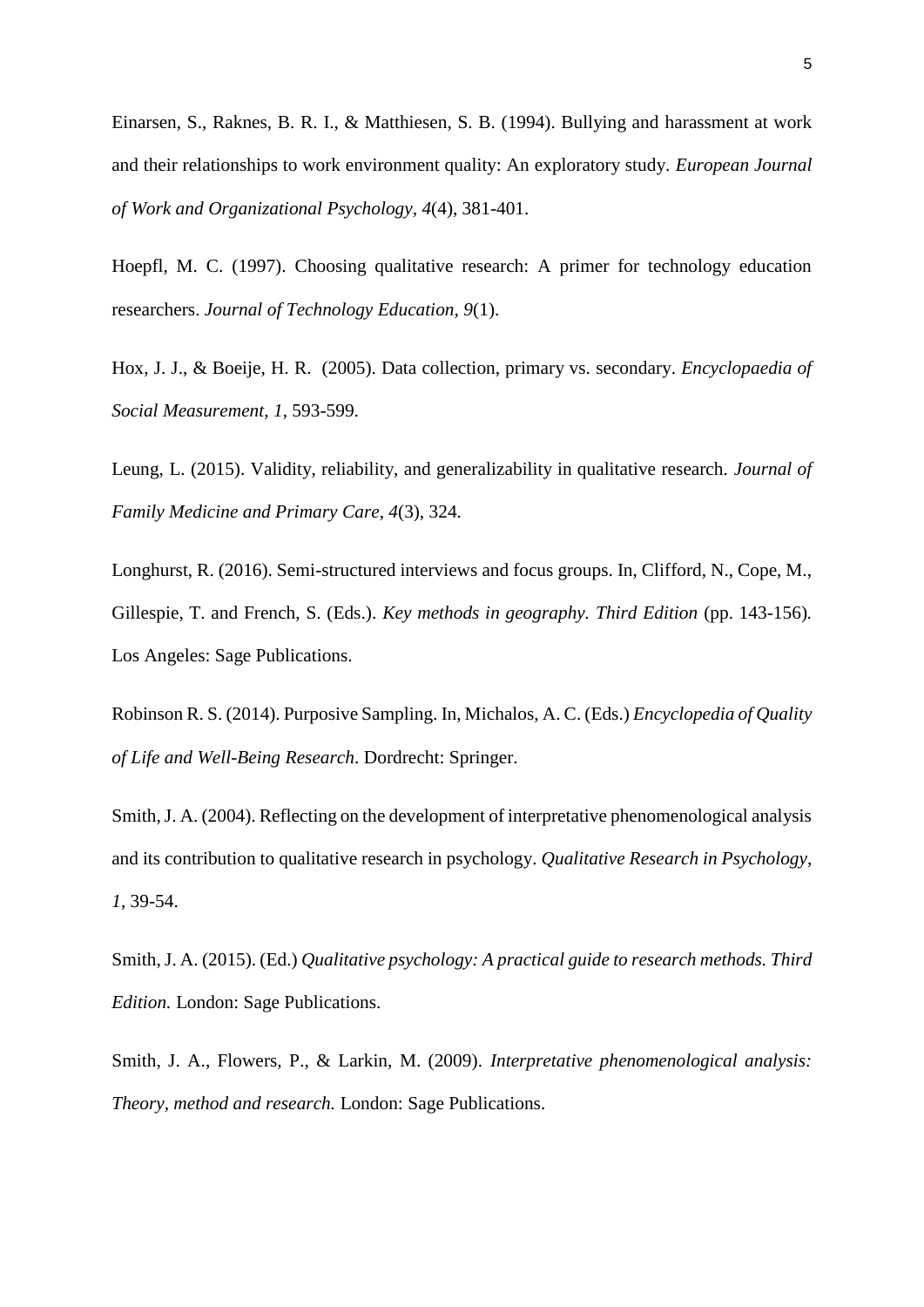Einarsen, S., Raknes, B. R. I., & Matthiesen, S. B. (1994). Bullying and harassment at work and their relationships to work environment quality: An exploratory study. *European Journal of Work and Organizational Psychology*, *4*(4), 381-401.

Hoepfl, M. C. (1997). Choosing qualitative research: A primer for technology education researchers. *Journal of Technology Education*, *9*(1).

Hox, J. J., & Boeije, H. R. (2005). Data collection, primary vs. secondary. *Encyclopaedia of Social Measurement*, *1*, 593-599.

Leung, L. (2015). Validity, reliability, and generalizability in qualitative research. *Journal of Family Medicine and Primary Care*, *4*(3), 324.

Longhurst, R. (2016). Semi-structured interviews and focus groups. In, Clifford, N., Cope, M., Gillespie, T. and French, S. (Eds.). *Key methods in geography. Third Edition* (pp. 143-156). Los Angeles: Sage Publications.

Robinson R. S. (2014). Purposive Sampling. In, Michalos, A. C. (Eds.) *Encyclopedia of Quality of Life and Well-Being Research*. Dordrecht: Springer.

Smith, J. A. (2004). Reflecting on the development of interpretative phenomenological analysis and its contribution to qualitative research in psychology. *Qualitative Research in Psychology*, *1*, 39-54.

Smith, J. A. (2015). (Ed.) *Qualitative psychology: A practical guide to research methods. Third Edition.* London: Sage Publications.

Smith, J. A., Flowers, P., & Larkin, M. (2009). *Interpretative phenomenological analysis: Theory, method and research.* London: Sage Publications.